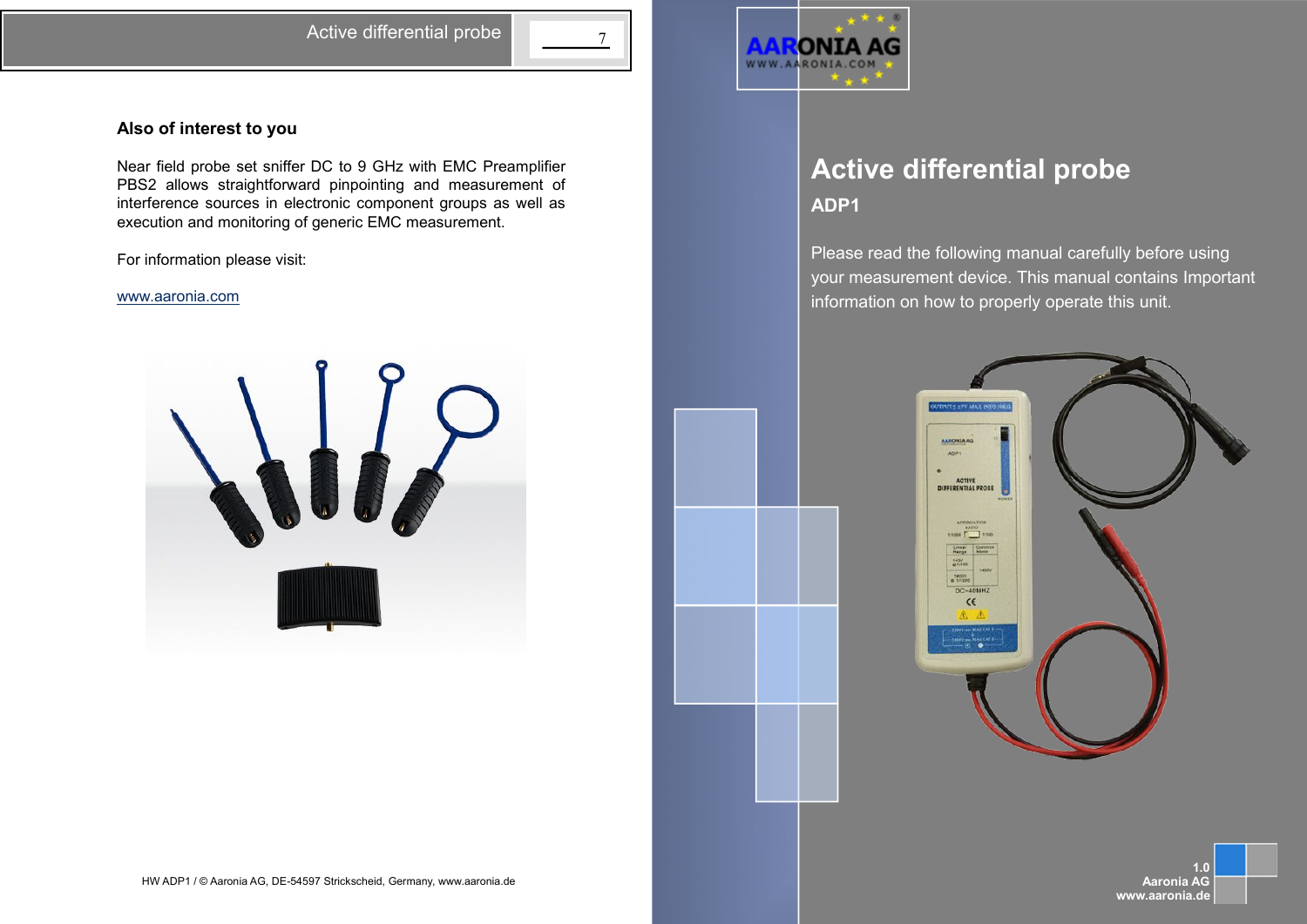### Also of interest to you

Near field probe set sniffer DC to 9 GHz with EMC Preamplifier PBS2 allows straightforward pinpointing and measurement of interference sources in electronic component groups as well as execution and monitoring of generic EMC measurement.

For information please visit:

www.aaronia.com

HW ADP1 / © Aaronia AG, DE-54597 Strickscheid, Germany, www.aaronia.de

# Active differential probe

## ADP1

Please read the following manual carefully before using your measurement device. This manual contains Important information on how to properly operate this unit.

1.0
Aaronia AG
www.aaronia.de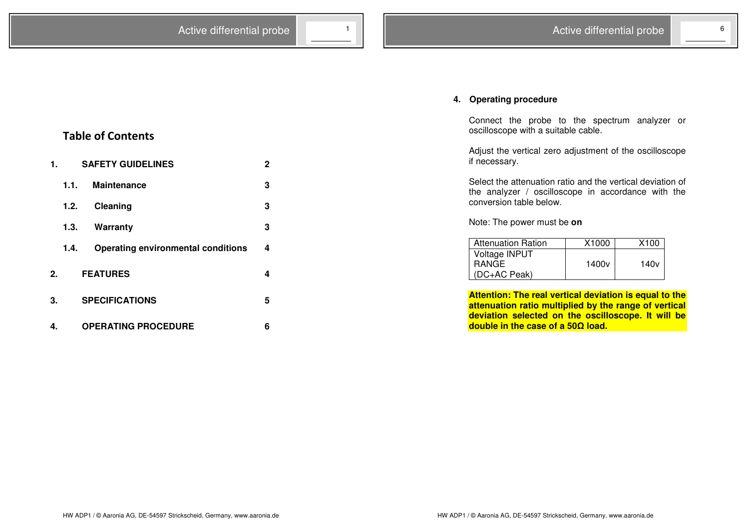## Table of Contents

| | | |
|---|---|---|
| 1. | **SAFETY GUIDELINES** | 2 |
| 1.1. | **Maintenance** | 3 |
| 1.2. | **Cleaning** | 3 |
| 1.3. | **Warranty** | 3 |
| 1.4. | **Operating environmental conditions** | 4 |
| 2. | **FEATURES** | 4 |
| 3. | **SPECIFICATIONS** | 5 |
| 4. | **OPERATING PROCEDURE** | 6 |

## 4. Operating procedure

Connect the probe to the spectrum analyzer or oscilloscope with a suitable cable.

Adjust the vertical zero adjustment of the oscilloscope if necessary.

Select the attenuation ratio and the vertical deviation of the analyzer / oscilloscope in accordance with the conversion table below.

Note: The power must be **on**

| Attenuation Ration | X1000 | X100 |
|---|---|---|
| Voltage INPUT RANGE (DC+AC Peak) | 1400v | 140v |

**Attention: The real vertical deviation is equal to the attenuation ratio multiplied by the range of vertical deviation selected on the oscilloscope. It will be double in the case of a 50Ω load.**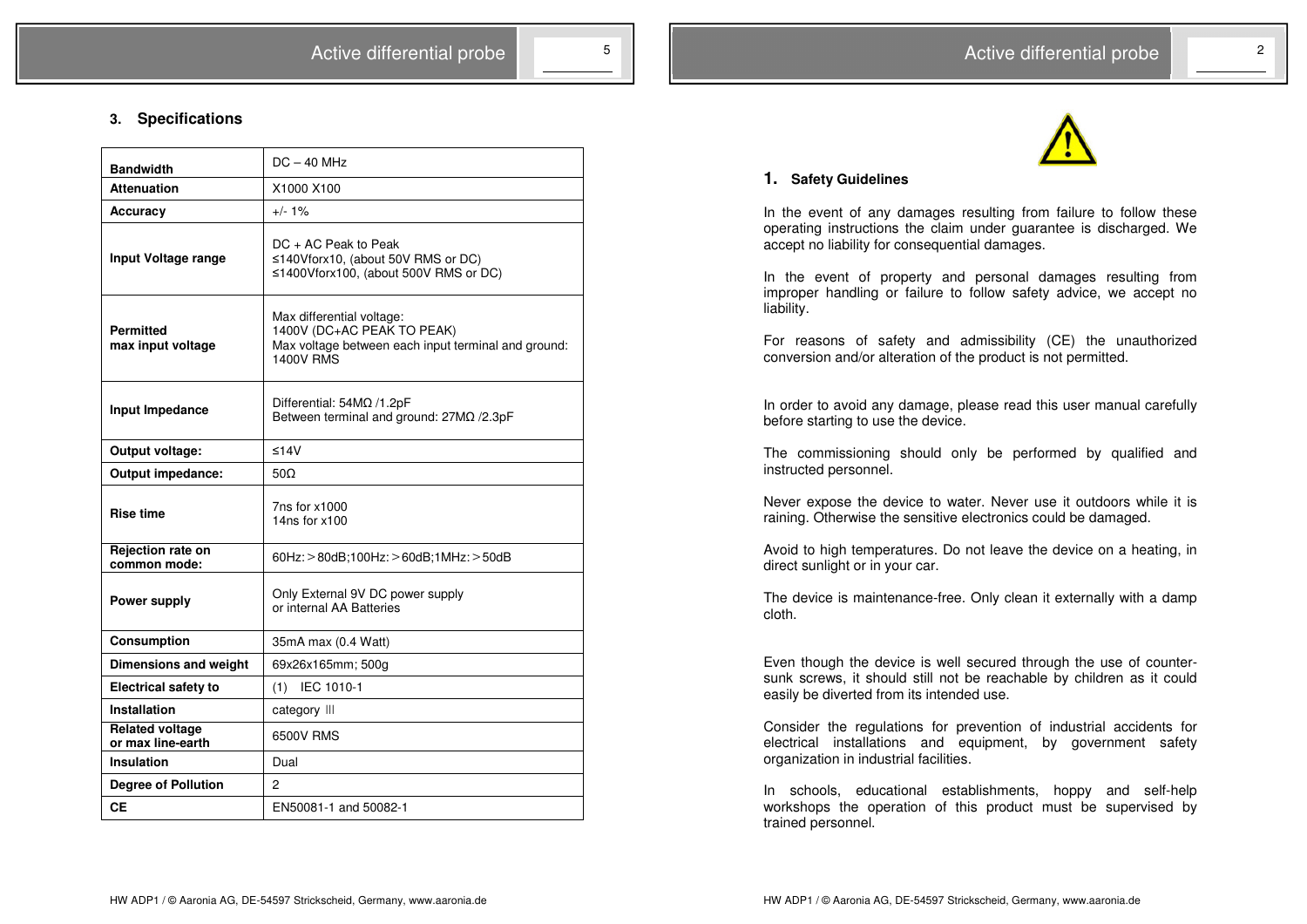## 3. Specifications

| | |
|---|---|
| **Bandwidth** | DC – 40 MHz |
| **Attenuation** | X1000 X100 |
| **Accuracy** | +/- 1% |
| **Input Voltage range** | DC + AC Peak to Peak<br>≤140Vforx10, (about 50V RMS or DC)<br>≤1400Vforx100, (about 500V RMS or DC) |
| **Permitted max input voltage** | Max differential voltage:<br>1400V (DC+AC PEAK TO PEAK)<br>Max voltage between each input terminal and ground:<br>1400V RMS |
| **Input Impedance** | Differential: 54MΩ /1.2pF<br>Between terminal and ground: 27MΩ /2.3pF |
| **Output voltage:** | ≤14V |
| **Output impedance:** | 50Ω |
| **Rise time** | 7ns for x1000<br>14ns for x100 |
| **Rejection rate on common mode:** | 60Hz:＞80dB;100Hz:＞60dB;1MHz:＞50dB |
| **Power supply** | Only External 9V DC power supply<br>or internal AA Batteries |
| **Consumption** | 35mA max (0.4 Watt) |
| **Dimensions and weight** | 69x26x165mm; 500g |
| **Electrical safety to** | (1) IEC 1010-1 |
| **Installation** | category Ⅲ |
| **Related voltage or max line-earth** | 6500V RMS |
| **Insulation** | Dual |
| **Degree of Pollution** | 2 |
| **CE** | EN50081-1 and 50082-1 |

## 1. Safety Guidelines

In the event of any damages resulting from failure to follow these operating instructions the claim under guarantee is discharged. We accept no liability for consequential damages.

In the event of property and personal damages resulting from improper handling or failure to follow safety advice, we accept no liability.

For reasons of safety and admissibility (CE) the unauthorized conversion and/or alteration of the product is not permitted.

In order to avoid any damage, please read this user manual carefully before starting to use the device.

The commissioning should only be performed by qualified and instructed personnel.

Never expose the device to water. Never use it outdoors while it is raining. Otherwise the sensitive electronics could be damaged.

Avoid to high temperatures. Do not leave the device on a heating, in direct sunlight or in your car.

The device is maintenance-free. Only clean it externally with a damp cloth.

Even though the device is well secured through the use of counter-sunk screws, it should still not be reachable by children as it could easily be diverted from its intended use.

Consider the regulations for prevention of industrial accidents for electrical installations and equipment, by government safety organization in industrial facilities.

In schools, educational establishments, hoppy and self-help workshops the operation of this product must be supervised by trained personnel.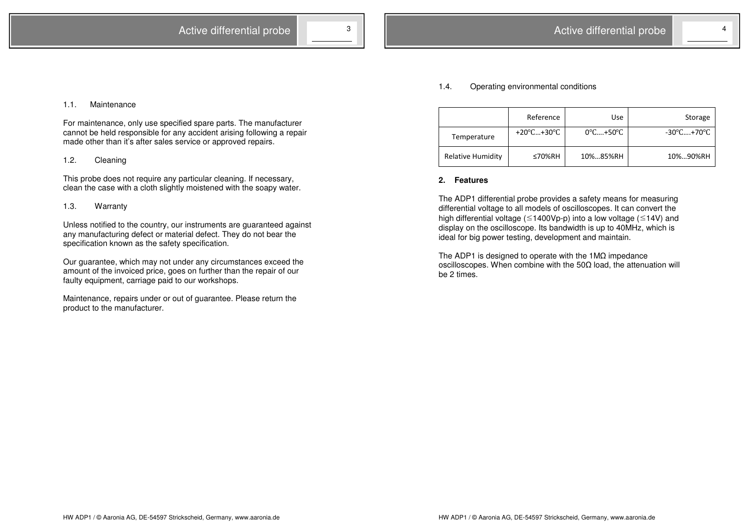### 1.1. Maintenance

For maintenance, only use specified spare parts. The manufacturer cannot be held responsible for any accident arising following a repair made other than it's after sales service or approved repairs.

### 1.2. Cleaning

This probe does not require any particular cleaning. If necessary, clean the case with a cloth slightly moistened with the soapy water.

### 1.3. Warranty

Unless notified to the country, our instruments are guaranteed against any manufacturing defect or material defect. They do not bear the specification known as the safety specification.

Our guarantee, which may not under any circumstances exceed the amount of the invoiced price, goes on further than the repair of our faulty equipment, carriage paid to our workshops.

Maintenance, repairs under or out of guarantee. Please return the product to the manufacturer.

### 1.4. Operating environmental conditions

| | Reference | Use | Storage |
|---|---|---|---|
| Temperature | +20℃…+30℃ | 0℃….+50℃ | -30℃….+70℃ |
| Relative Humidity | ≤70%RH | 10%…85%RH | 10%…90%RH |

## 2. Features

The ADP1 differential probe provides a safety means for measuring differential voltage to all models of oscilloscopes. It can convert the high differential voltage (≤1400Vp-p) into a low voltage (≤14V) and display on the oscilloscope. Its bandwidth is up to 40MHz, which is ideal for big power testing, development and maintain.

The ADP1 is designed to operate with the 1MΩ impedance oscilloscopes. When combine with the 50Ω load, the attenuation will be 2 times.